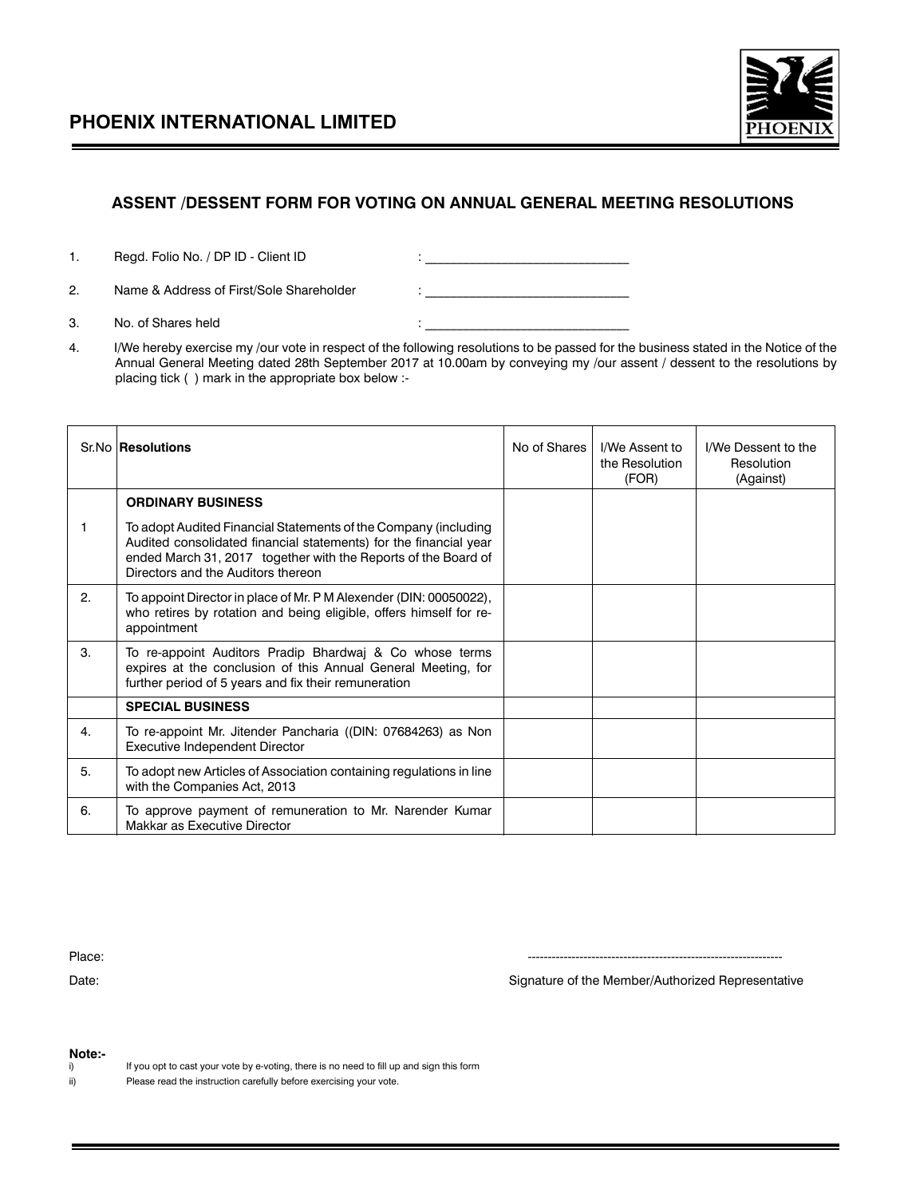# PHOENIX INTERNATIONAL LIMITED

## ASSENT /DESSENT FORM FOR VOTING ON ANNUAL GENERAL MEETING RESOLUTIONS

1. Regd. Folio No. / DP ID - Client ID : ____________________________

2. Name & Address of First/Sole Shareholder : ____________________________

3. No. of Shares held : ____________________________

4. I/We hereby exercise my /our vote in respect of the following resolutions to be passed for the business stated in the Notice of the Annual General Meeting dated 28th September 2017 at 10.00am by conveying my /our assent / dessent to the resolutions by placing tick ( ) mark in the appropriate box below :-

| Sr.No | **Resolutions** | No of Shares | I/We Assent to the Resolution (FOR) | I/We Dessent to the Resolution (Against) |
|---|---|---|---|---|
| | **ORDINARY BUSINESS** | | | |
| 1 | To adopt Audited Financial Statements of the Company (including Audited consolidated financial statements) for the financial year ended March 31, 2017 together with the Reports of the Board of Directors and the Auditors thereon | | | |
| 2. | To appoint Director in place of Mr. P M Alexender (DIN: 00050022), who retires by rotation and being eligible, offers himself for re-appointment | | | |
| 3. | To re-appoint Auditors Pradip Bhardwaj & Co whose terms expires at the conclusion of this Annual General Meeting, for further period of 5 years and fix their remuneration | | | |
| | **SPECIAL BUSINESS** | | | |
| 4. | To re-appoint Mr. Jitender Pancharia ((DIN: 07684263) as Non Executive Independent Director | | | |
| 5. | To adopt new Articles of Association containing regulations in line with the Companies Act, 2013 | | | |
| 6. | To approve payment of remuneration to Mr. Narender Kumar Makkar as Executive Director | | | |

Place:

Date:

---------------------------------------------------------------

Signature of the Member/Authorized Representative

**Note:-**

i) If you opt to cast your vote by e-voting, there is no need to fill up and sign this form

ii) Please read the instruction carefully before exercising your vote.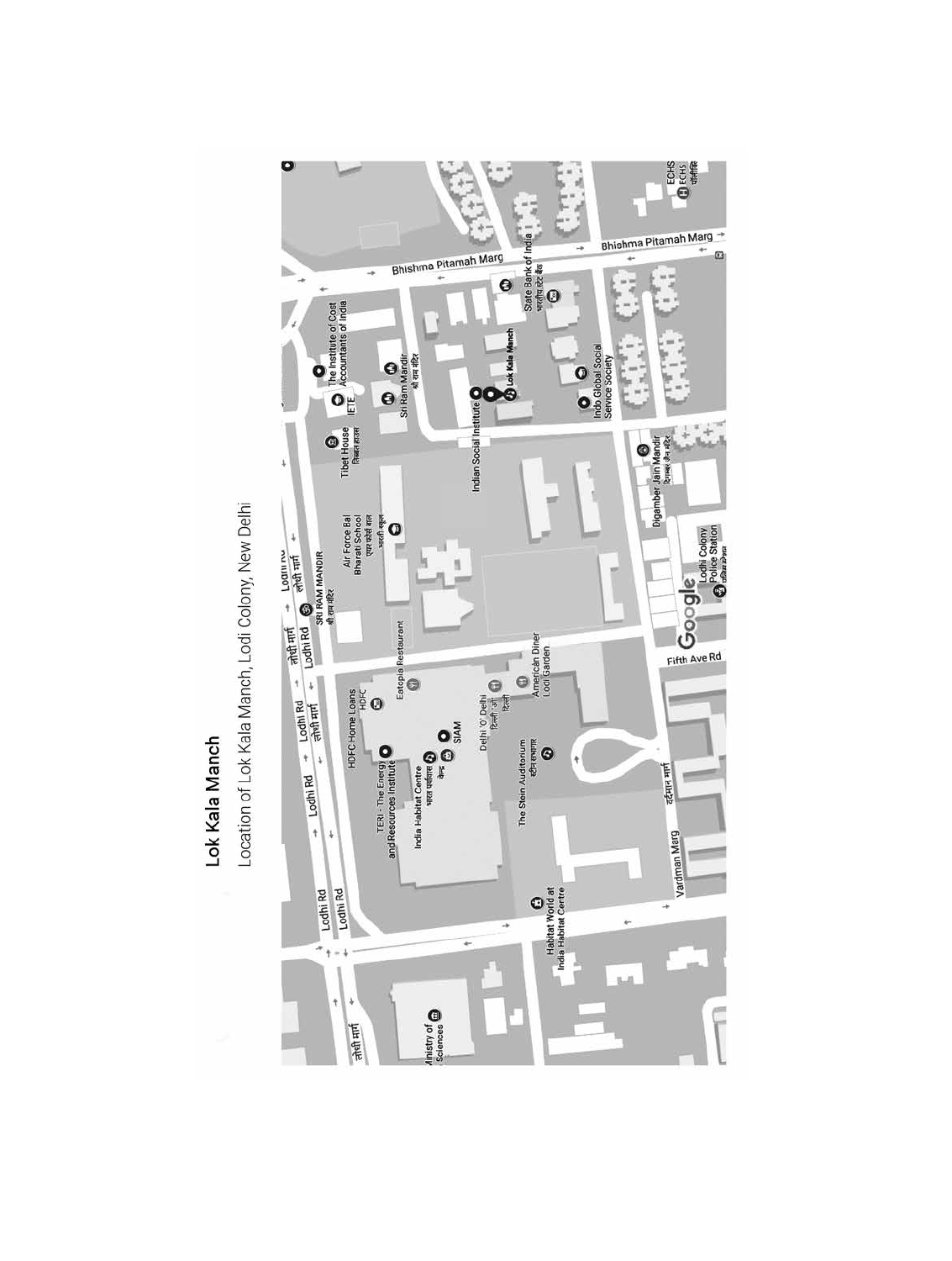# Lok Kala Manch

Location of Lok Kala Manch, Lodi Colony, New Delhi

Lodhi Rd
Lodhi Rd
लोधी मार्ग
SRI RAM MANDIR
श्री राम मंदिर
Tibet House
तिब्बत हाउस
IETE
The Institute of Cost Accountants of India
Sri Ram Mandir
श्री राम मंदिर
Bhishma Pitamah Marg
State Bank of India
भारतीय स्टेट बैंक
Lok Kala Manch
Indian Social Institute
Indo Global Social Service Society
ECHS
Air Force Bal Bharati School
एयर फोर्स बाल भारती स्कूल
Digamber Jain Mandir
दिगम्बर जैन मंदिर
Lodhi Colony Police Station
HDFC Home Loans
HDFC
Eatopia Restaurant
TERI - The Energy and Resources Institute
India Habitat Centre
भारत पर्यावास केन्द्र
SIAM
Delhi 'O' Delhi
दिल्ली 'ओ' दिल्ली
American Diner
Lodi Garden
The Stein Auditorium
स्टीन सभागार
Fifth Ave Rd
वर्धमान मार्ग
Vardman Marg
Habitat World at India Habitat Centre
Ministry of Sciences
Google